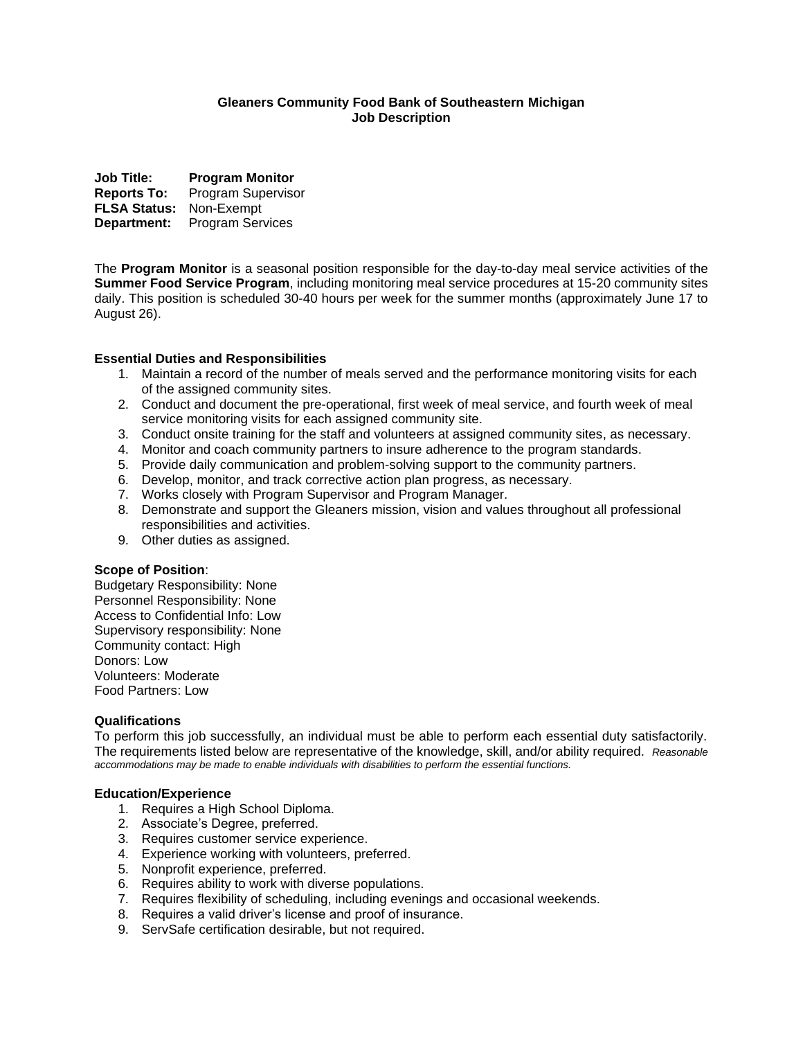**Gleaners Community Food Bank of Southeastern Michigan**
**Job Description**

**Job Title:** **Program Monitor**
**Reports To:** Program Supervisor
**FLSA Status:** Non-Exempt
**Department:** Program Services

The **Program Monitor** is a seasonal position responsible for the day-to-day meal service activities of the **Summer Food Service Program**, including monitoring meal service procedures at 15-20 community sites daily. This position is scheduled 30-40 hours per week for the summer months (approximately June 17 to August 26).

### Essential Duties and Responsibilities

1. Maintain a record of the number of meals served and the performance monitoring visits for each of the assigned community sites.
2. Conduct and document the pre-operational, first week of meal service, and fourth week of meal service monitoring visits for each assigned community site.
3. Conduct onsite training for the staff and volunteers at assigned community sites, as necessary.
4. Monitor and coach community partners to insure adherence to the program standards.
5. Provide daily communication and problem-solving support to the community partners.
6. Develop, monitor, and track corrective action plan progress, as necessary.
7. Works closely with Program Supervisor and Program Manager.
8. Demonstrate and support the Gleaners mission, vision and values throughout all professional responsibilities and activities.
9. Other duties as assigned.

**Scope of Position**:
Budgetary Responsibility: None
Personnel Responsibility: None
Access to Confidential Info: Low
Supervisory responsibility: None
Community contact: High
Donors: Low
Volunteers: Moderate
Food Partners: Low

### Qualifications

To perform this job successfully, an individual must be able to perform each essential duty satisfactorily. The requirements listed below are representative of the knowledge, skill, and/or ability required. *Reasonable accommodations may be made to enable individuals with disabilities to perform the essential functions.*

### Education/Experience

1. Requires a High School Diploma.
2. Associate's Degree, preferred.
3. Requires customer service experience.
4. Experience working with volunteers, preferred.
5. Nonprofit experience, preferred.
6. Requires ability to work with diverse populations.
7. Requires flexibility of scheduling, including evenings and occasional weekends.
8. Requires a valid driver's license and proof of insurance.
9. ServSafe certification desirable, but not required.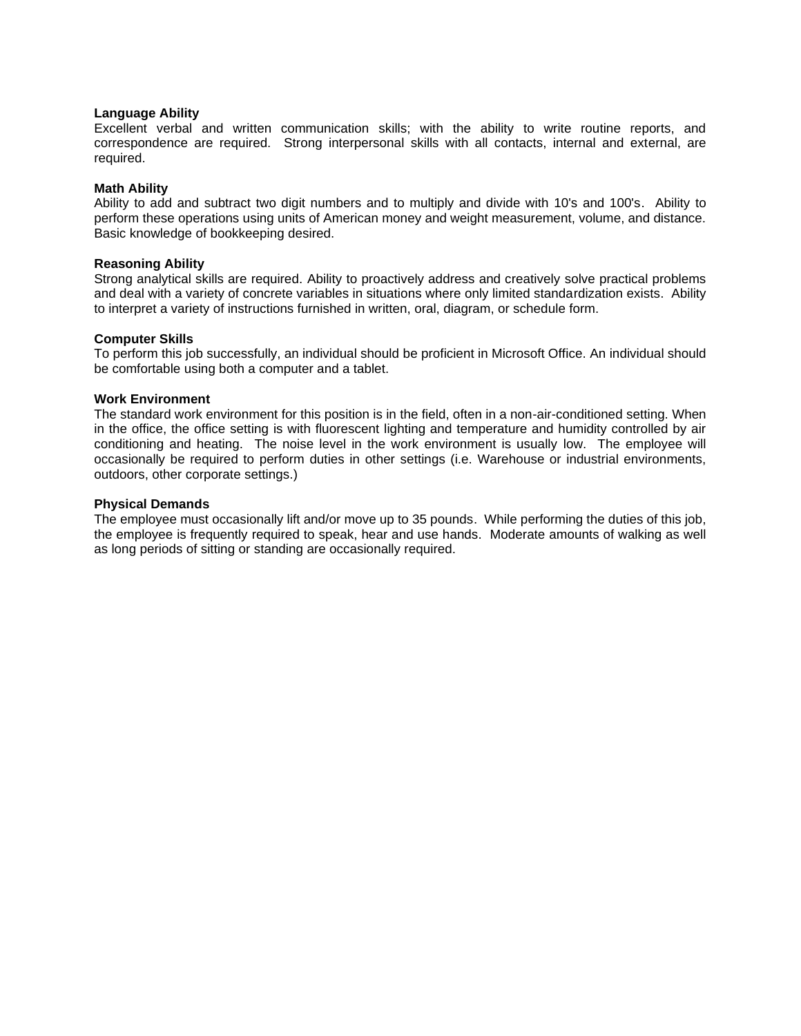**Language Ability**
Excellent verbal and written communication skills; with the ability to write routine reports, and correspondence are required. Strong interpersonal skills with all contacts, internal and external, are required.

**Math Ability**
Ability to add and subtract two digit numbers and to multiply and divide with 10's and 100's. Ability to perform these operations using units of American money and weight measurement, volume, and distance. Basic knowledge of bookkeeping desired.

**Reasoning Ability**
Strong analytical skills are required. Ability to proactively address and creatively solve practical problems and deal with a variety of concrete variables in situations where only limited standardization exists. Ability to interpret a variety of instructions furnished in written, oral, diagram, or schedule form.

**Computer Skills**
To perform this job successfully, an individual should be proficient in Microsoft Office. An individual should be comfortable using both a computer and a tablet.

**Work Environment**
The standard work environment for this position is in the field, often in a non-air-conditioned setting. When in the office, the office setting is with fluorescent lighting and temperature and humidity controlled by air conditioning and heating. The noise level in the work environment is usually low. The employee will occasionally be required to perform duties in other settings (i.e. Warehouse or industrial environments, outdoors, other corporate settings.)

**Physical Demands**
The employee must occasionally lift and/or move up to 35 pounds. While performing the duties of this job, the employee is frequently required to speak, hear and use hands. Moderate amounts of walking as well as long periods of sitting or standing are occasionally required.